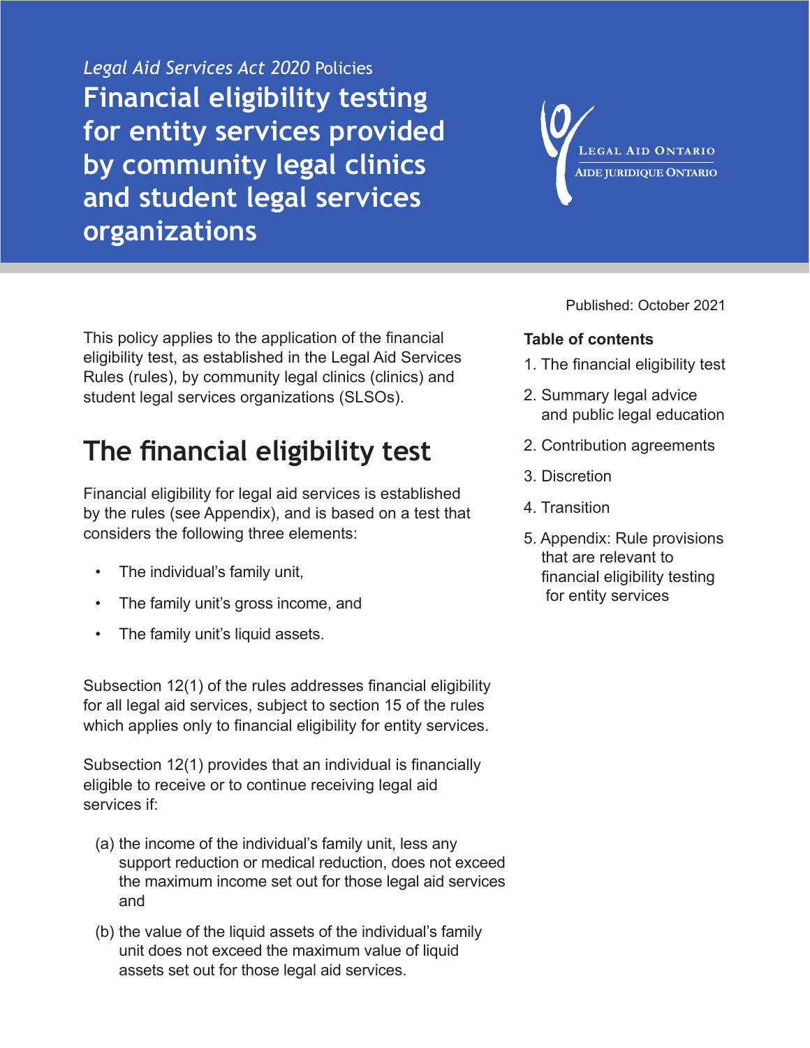*Legal Aid Services Act 2020* Policies

# Financial eligibility testing for entity services provided by community legal clinics and student legal services organizations

Published: October 2021

**Table of contents**

1. The financial eligibility test
2. Summary legal advice and public legal education
2. Contribution agreements
3. Discretion
4. Transition
5. Appendix: Rule provisions that are relevant to financial eligibility testing for entity services

This policy applies to the application of the financial eligibility test, as established in the Legal Aid Services Rules (rules), by community legal clinics (clinics) and student legal services organizations (SLSOs).

## The financial eligibility test

Financial eligibility for legal aid services is established by the rules (see Appendix), and is based on a test that considers the following three elements:

- The individual's family unit,
- The family unit's gross income, and
- The family unit's liquid assets.

Subsection 12(1) of the rules addresses financial eligibility for all legal aid services, subject to section 15 of the rules which applies only to financial eligibility for entity services.

Subsection 12(1) provides that an individual is financially eligible to receive or to continue receiving legal aid services if:

(a) the income of the individual's family unit, less any support reduction or medical reduction, does not exceed the maximum income set out for those legal aid services and

(b) the value of the liquid assets of the individual's family unit does not exceed the maximum value of liquid assets set out for those legal aid services.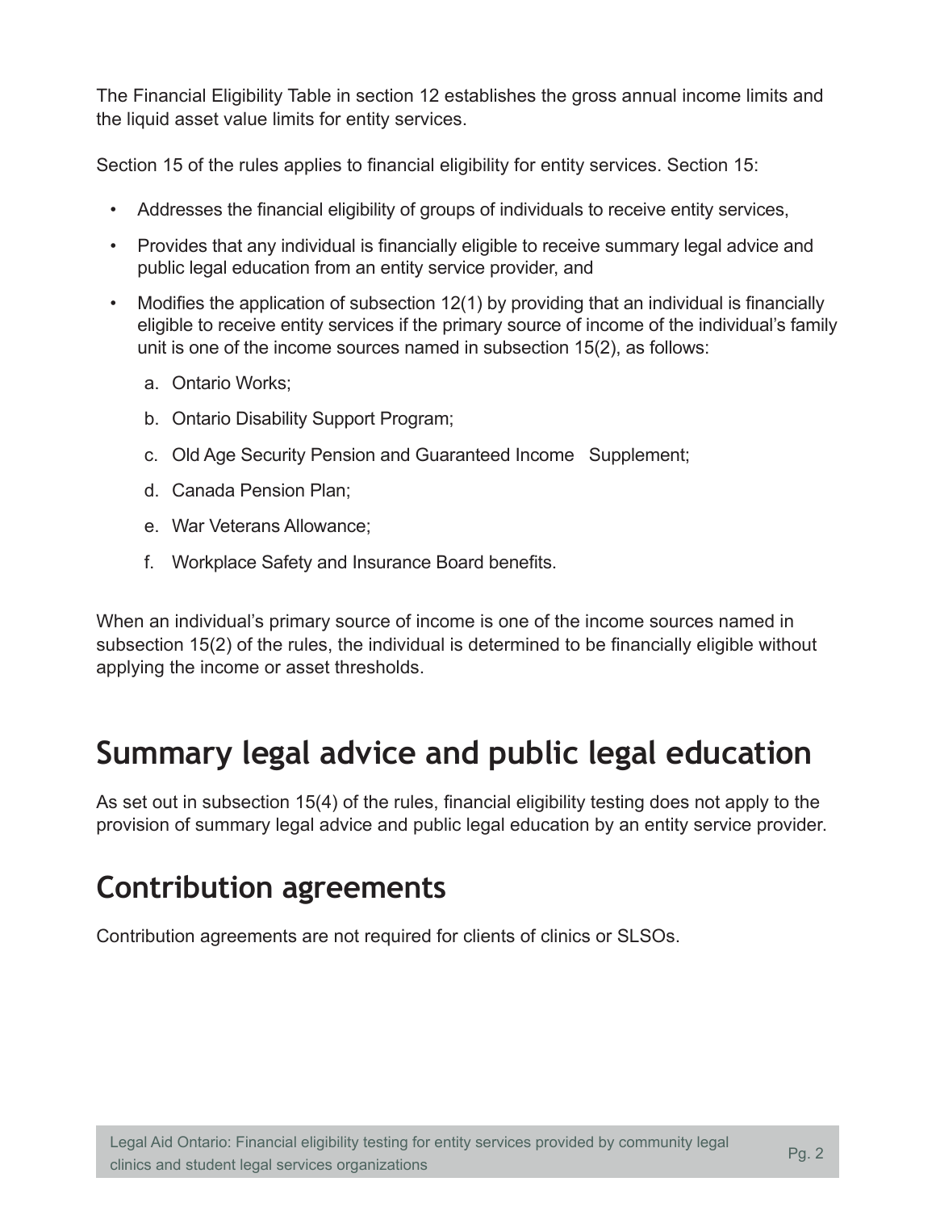The Financial Eligibility Table in section 12 establishes the gross annual income limits and the liquid asset value limits for entity services.

Section 15 of the rules applies to financial eligibility for entity services. Section 15:

- Addresses the financial eligibility of groups of individuals to receive entity services,
- Provides that any individual is financially eligible to receive summary legal advice and public legal education from an entity service provider, and
- Modifies the application of subsection 12(1) by providing that an individual is financially eligible to receive entity services if the primary source of income of the individual's family unit is one of the income sources named in subsection 15(2), as follows:
  a. Ontario Works;
  b. Ontario Disability Support Program;
  c. Old Age Security Pension and Guaranteed Income Supplement;
  d. Canada Pension Plan;
  e. War Veterans Allowance;
  f. Workplace Safety and Insurance Board benefits.

When an individual's primary source of income is one of the income sources named in subsection 15(2) of the rules, the individual is determined to be financially eligible without applying the income or asset thresholds.

# Summary legal advice and public legal education

As set out in subsection 15(4) of the rules, financial eligibility testing does not apply to the provision of summary legal advice and public legal education by an entity service provider.

## Contribution agreements

Contribution agreements are not required for clients of clinics or SLSOs.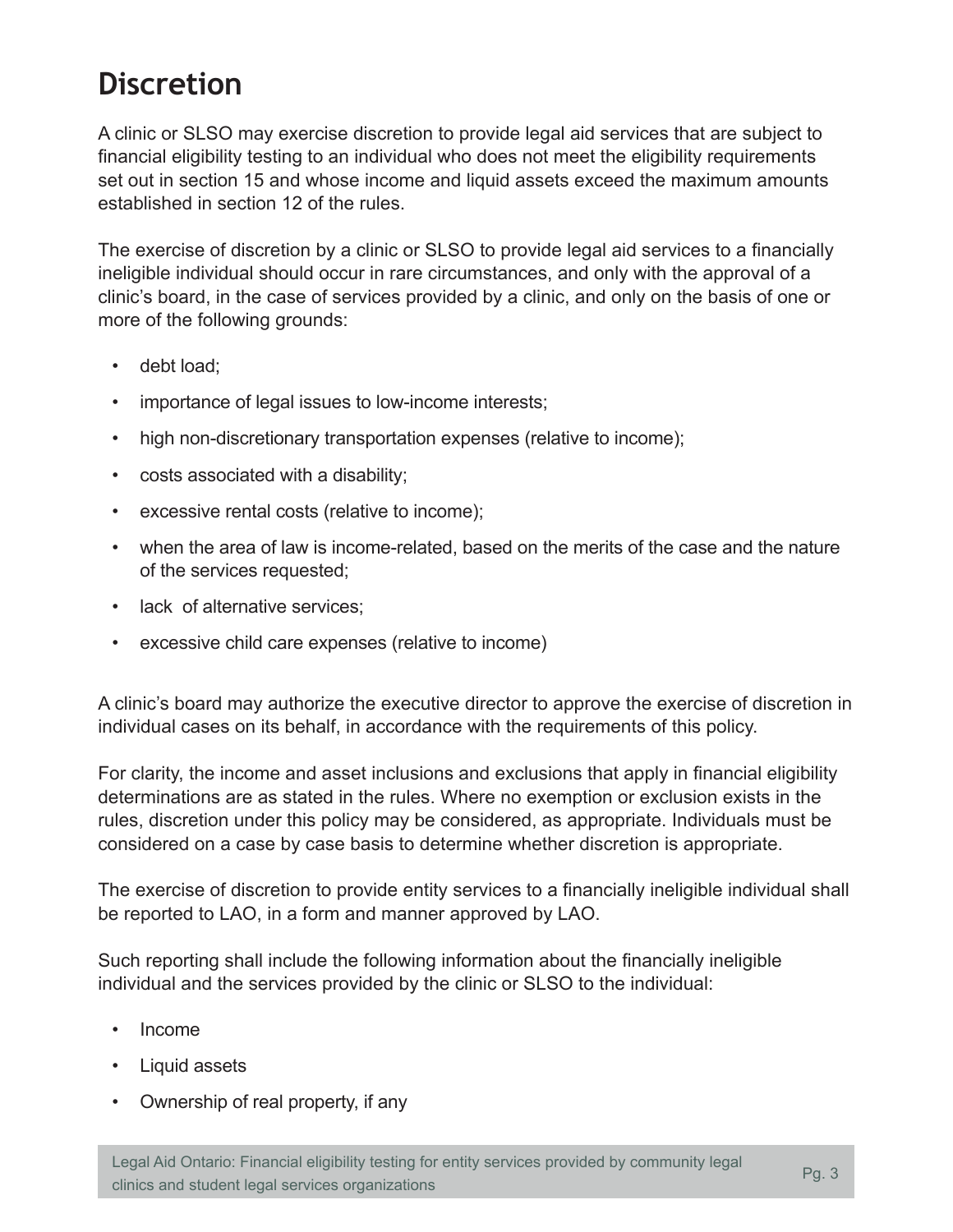# Discretion

A clinic or SLSO may exercise discretion to provide legal aid services that are subject to financial eligibility testing to an individual who does not meet the eligibility requirements set out in section 15 and whose income and liquid assets exceed the maximum amounts established in section 12 of the rules.

The exercise of discretion by a clinic or SLSO to provide legal aid services to a financially ineligible individual should occur in rare circumstances, and only with the approval of a clinic's board, in the case of services provided by a clinic, and only on the basis of one or more of the following grounds:

- debt load;
- importance of legal issues to low-income interests;
- high non-discretionary transportation expenses (relative to income);
- costs associated with a disability;
- excessive rental costs (relative to income);
- when the area of law is income-related, based on the merits of the case and the nature of the services requested;
- lack of alternative services;
- excessive child care expenses (relative to income)

A clinic's board may authorize the executive director to approve the exercise of discretion in individual cases on its behalf, in accordance with the requirements of this policy.

For clarity, the income and asset inclusions and exclusions that apply in financial eligibility determinations are as stated in the rules. Where no exemption or exclusion exists in the rules, discretion under this policy may be considered, as appropriate. Individuals must be considered on a case by case basis to determine whether discretion is appropriate.

The exercise of discretion to provide entity services to a financially ineligible individual shall be reported to LAO, in a form and manner approved by LAO.

Such reporting shall include the following information about the financially ineligible individual and the services provided by the clinic or SLSO to the individual:

- Income
- Liquid assets
- Ownership of real property, if any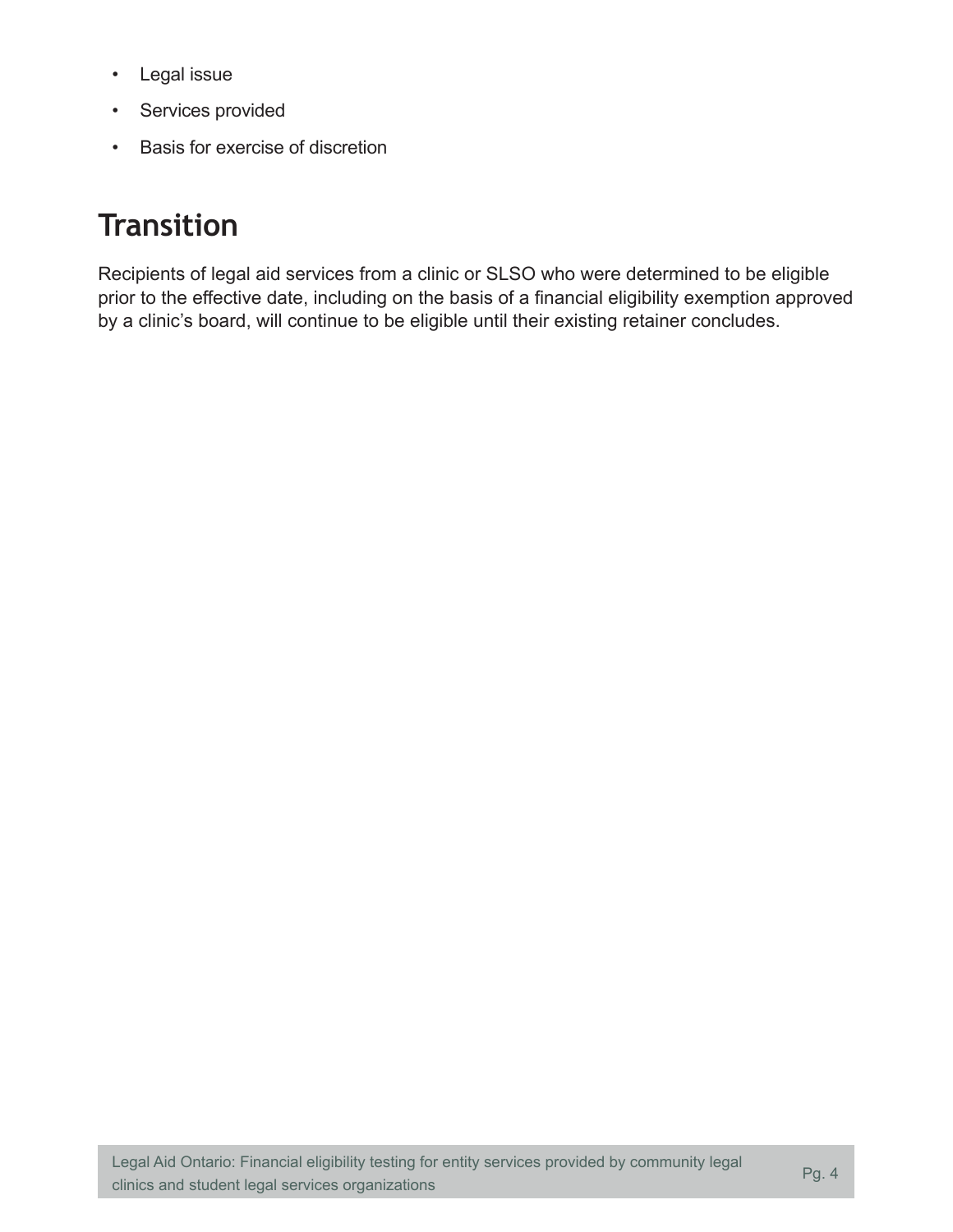- Legal issue
- Services provided
- Basis for exercise of discretion

## Transition

Recipients of legal aid services from a clinic or SLSO who were determined to be eligible prior to the effective date, including on the basis of a financial eligibility exemption approved by a clinic's board, will continue to be eligible until their existing retainer concludes.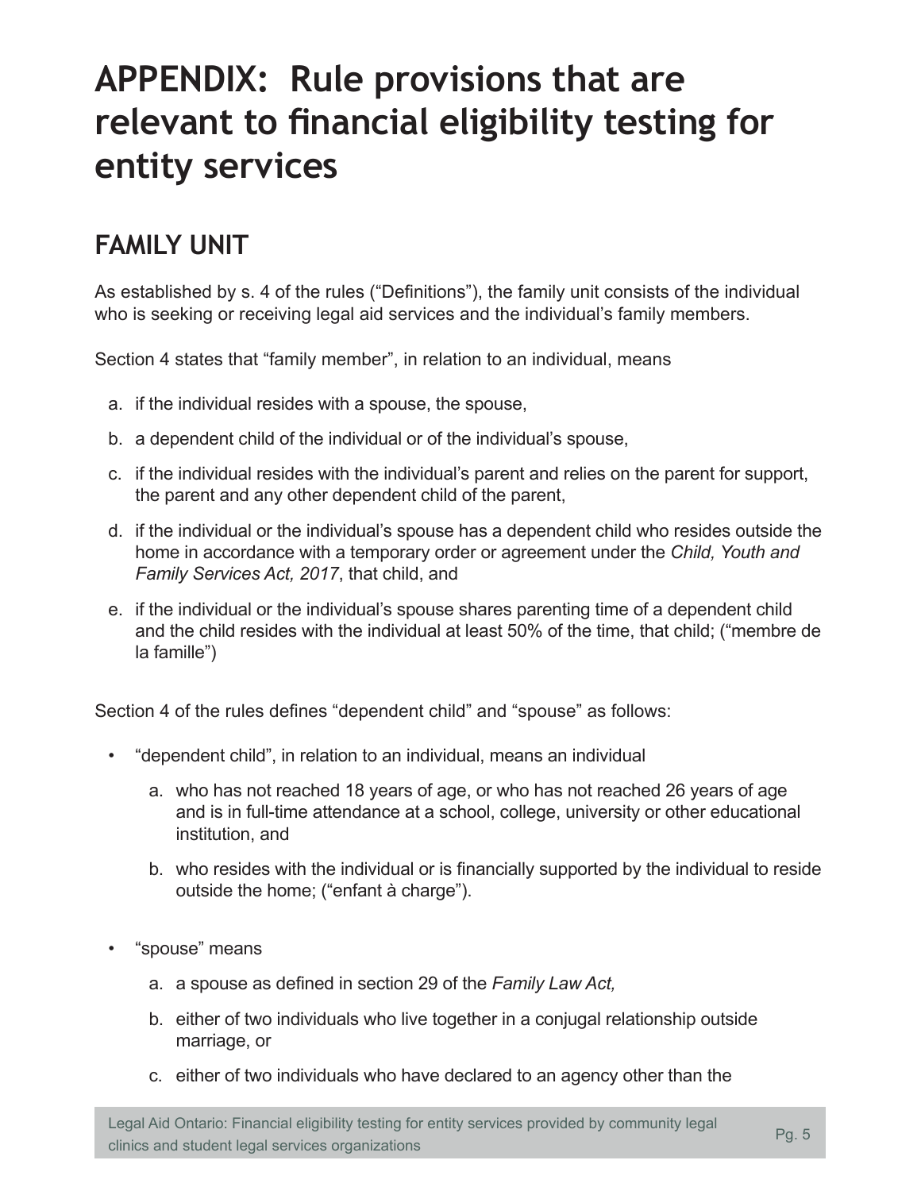# APPENDIX: Rule provisions that are relevant to financial eligibility testing for entity services

## FAMILY UNIT

As established by s. 4 of the rules ("Definitions"), the family unit consists of the individual who is seeking or receiving legal aid services and the individual's family members.

Section 4 states that "family member", in relation to an individual, means

a. if the individual resides with a spouse, the spouse,

b. a dependent child of the individual or of the individual's spouse,

c. if the individual resides with the individual's parent and relies on the parent for support, the parent and any other dependent child of the parent,

d. if the individual or the individual's spouse has a dependent child who resides outside the home in accordance with a temporary order or agreement under the *Child, Youth and Family Services Act, 2017*, that child, and

e. if the individual or the individual's spouse shares parenting time of a dependent child and the child resides with the individual at least 50% of the time, that child; ("membre de la famille")

Section 4 of the rules defines "dependent child" and "spouse" as follows:

- "dependent child", in relation to an individual, means an individual

  a. who has not reached 18 years of age, or who has not reached 26 years of age and is in full-time attendance at a school, college, university or other educational institution, and

  b. who resides with the individual or is financially supported by the individual to reside outside the home; ("enfant à charge").

- "spouse" means

  a. a spouse as defined in section 29 of the *Family Law Act,*

  b. either of two individuals who live together in a conjugal relationship outside marriage, or

  c. either of two individuals who have declared to an agency other than the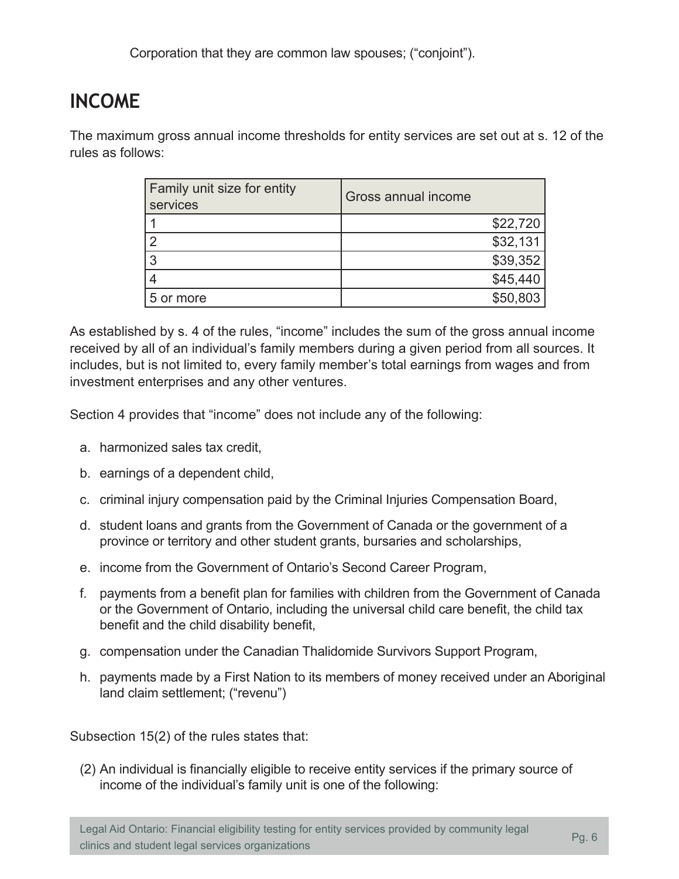Corporation that they are common law spouses; ("conjoint").

## INCOME

The maximum gross annual income thresholds for entity services are set out at s. 12 of the rules as follows:

| Family unit size for entity services | Gross annual income |
|---|---:|
| 1 | $22,720 |
| 2 | $32,131 |
| 3 | $39,352 |
| 4 | $45,440 |
| 5 or more | $50,803 |

As established by s. 4 of the rules, "income" includes the sum of the gross annual income received by all of an individual's family members during a given period from all sources. It includes, but is not limited to, every family member's total earnings from wages and from investment enterprises and any other ventures.

Section 4 provides that "income" does not include any of the following:

a. harmonized sales tax credit,

b. earnings of a dependent child,

c. criminal injury compensation paid by the Criminal Injuries Compensation Board,

d. student loans and grants from the Government of Canada or the government of a province or territory and other student grants, bursaries and scholarships,

e. income from the Government of Ontario's Second Career Program,

f. payments from a benefit plan for families with children from the Government of Canada or the Government of Ontario, including the universal child care benefit, the child tax benefit and the child disability benefit,

g. compensation under the Canadian Thalidomide Survivors Support Program,

h. payments made by a First Nation to its members of money received under an Aboriginal land claim settlement; ("revenu")

Subsection 15(2) of the rules states that:

(2) An individual is financially eligible to receive entity services if the primary source of income of the individual's family unit is one of the following: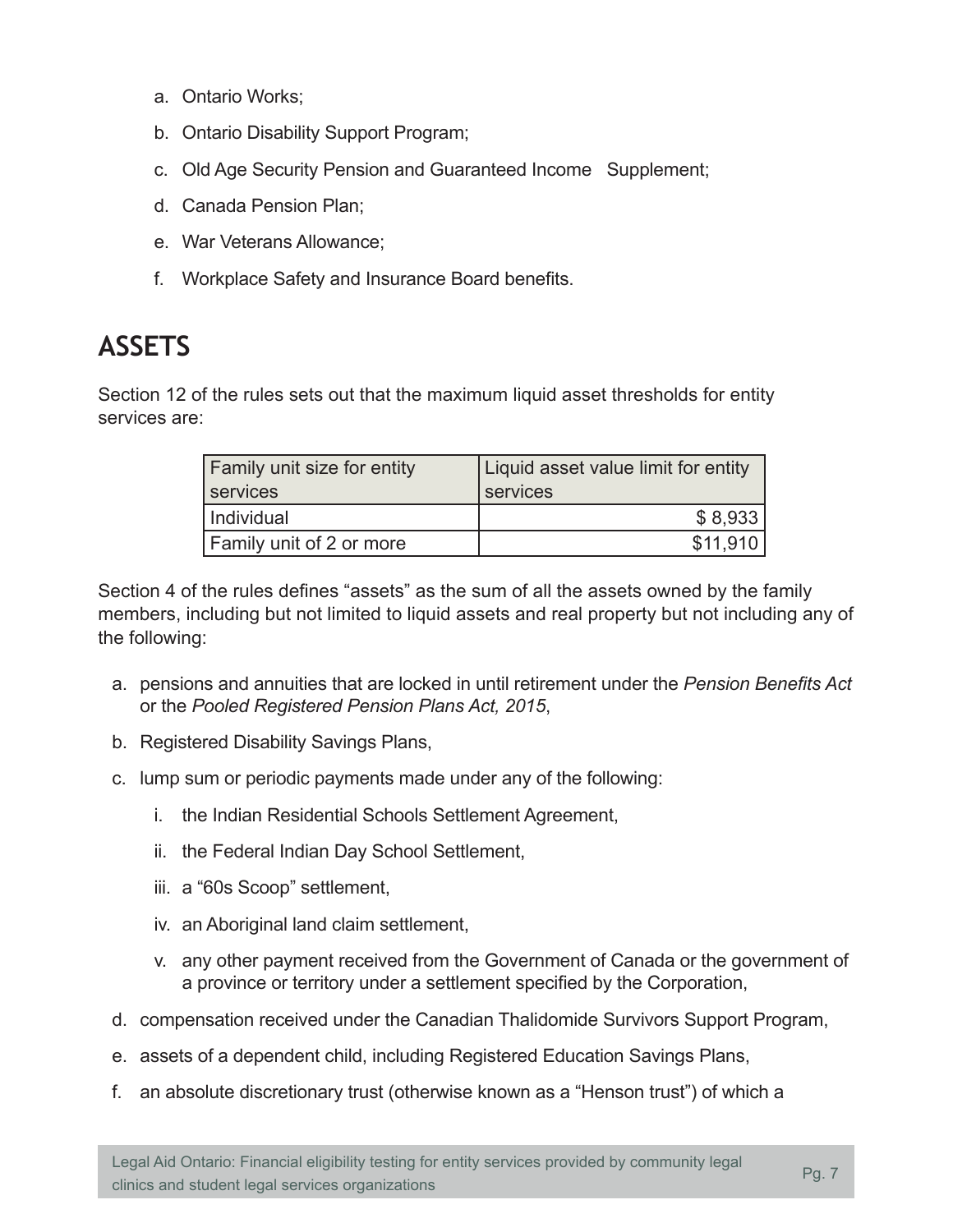a. Ontario Works;

b. Ontario Disability Support Program;

c. Old Age Security Pension and Guaranteed Income Supplement;

d. Canada Pension Plan;

e. War Veterans Allowance;

f. Workplace Safety and Insurance Board benefits.

## ASSETS

Section 12 of the rules sets out that the maximum liquid asset thresholds for entity services are:

| Family unit size for entity services | Liquid asset value limit for entity services |
|---|---:|
| Individual | $ 8,933 |
| Family unit of 2 or more | $11,910 |

Section 4 of the rules defines "assets" as the sum of all the assets owned by the family members, including but not limited to liquid assets and real property but not including any of the following:

a. pensions and annuities that are locked in until retirement under the *Pension Benefits Act* or the *Pooled Registered Pension Plans Act, 2015*,

b. Registered Disability Savings Plans,

c. lump sum or periodic payments made under any of the following:

   i. the Indian Residential Schools Settlement Agreement,

   ii. the Federal Indian Day School Settlement,

   iii. a "60s Scoop" settlement,

   iv. an Aboriginal land claim settlement,

   v. any other payment received from the Government of Canada or the government of a province or territory under a settlement specified by the Corporation,

d. compensation received under the Canadian Thalidomide Survivors Support Program,

e. assets of a dependent child, including Registered Education Savings Plans,

f. an absolute discretionary trust (otherwise known as a "Henson trust") of which a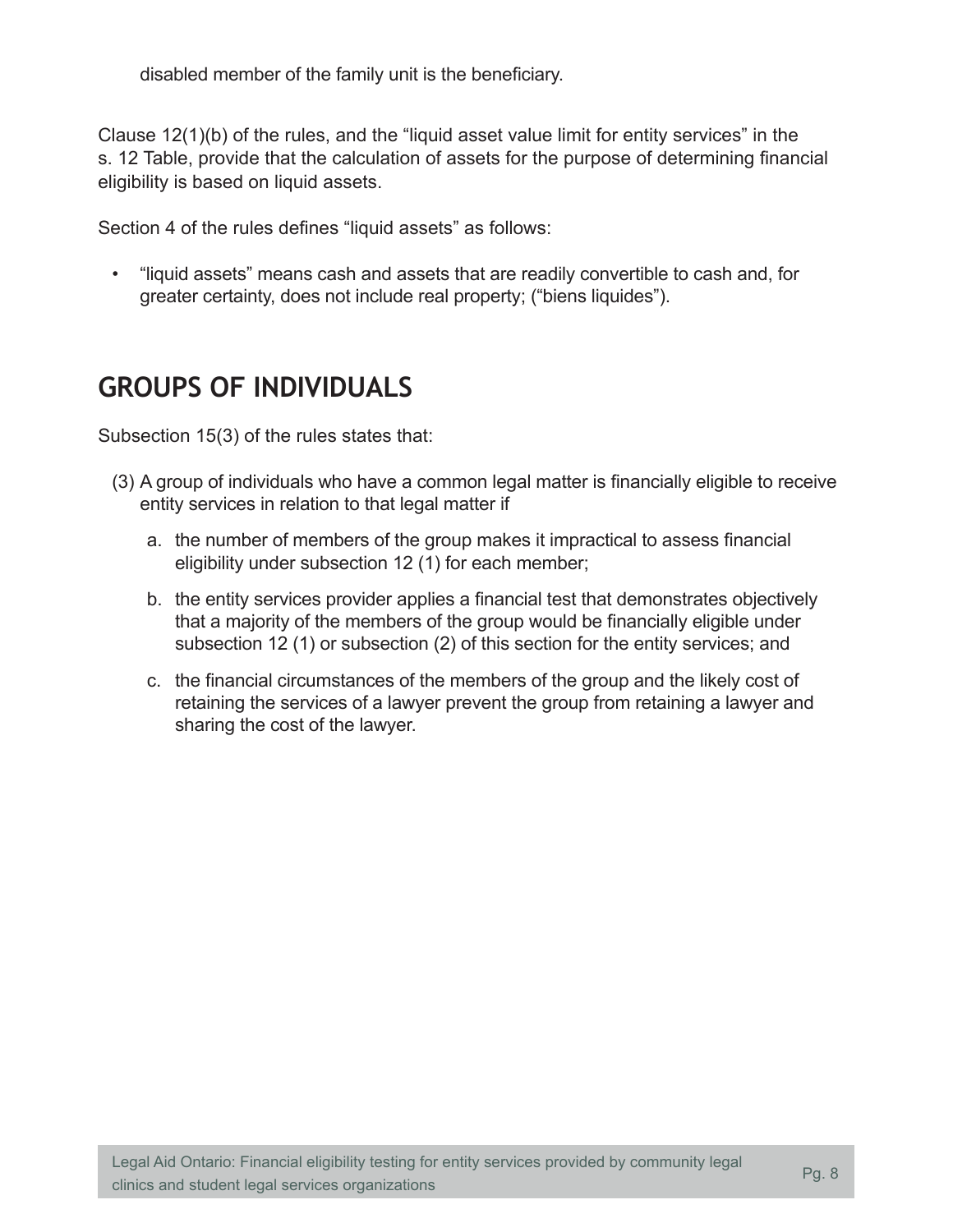disabled member of the family unit is the beneficiary.

Clause 12(1)(b) of the rules, and the “liquid asset value limit for entity services” in the s. 12 Table, provide that the calculation of assets for the purpose of determining financial eligibility is based on liquid assets.

Section 4 of the rules defines “liquid assets” as follows:

- “liquid assets” means cash and assets that are readily convertible to cash and, for greater certainty, does not include real property; (“biens liquides”).

## GROUPS OF INDIVIDUALS

Subsection 15(3) of the rules states that:

(3) A group of individuals who have a common legal matter is financially eligible to receive entity services in relation to that legal matter if

a. the number of members of the group makes it impractical to assess financial eligibility under subsection 12 (1) for each member;

b. the entity services provider applies a financial test that demonstrates objectively that a majority of the members of the group would be financially eligible under subsection 12 (1) or subsection (2) of this section for the entity services; and

c. the financial circumstances of the members of the group and the likely cost of retaining the services of a lawyer prevent the group from retaining a lawyer and sharing the cost of the lawyer.